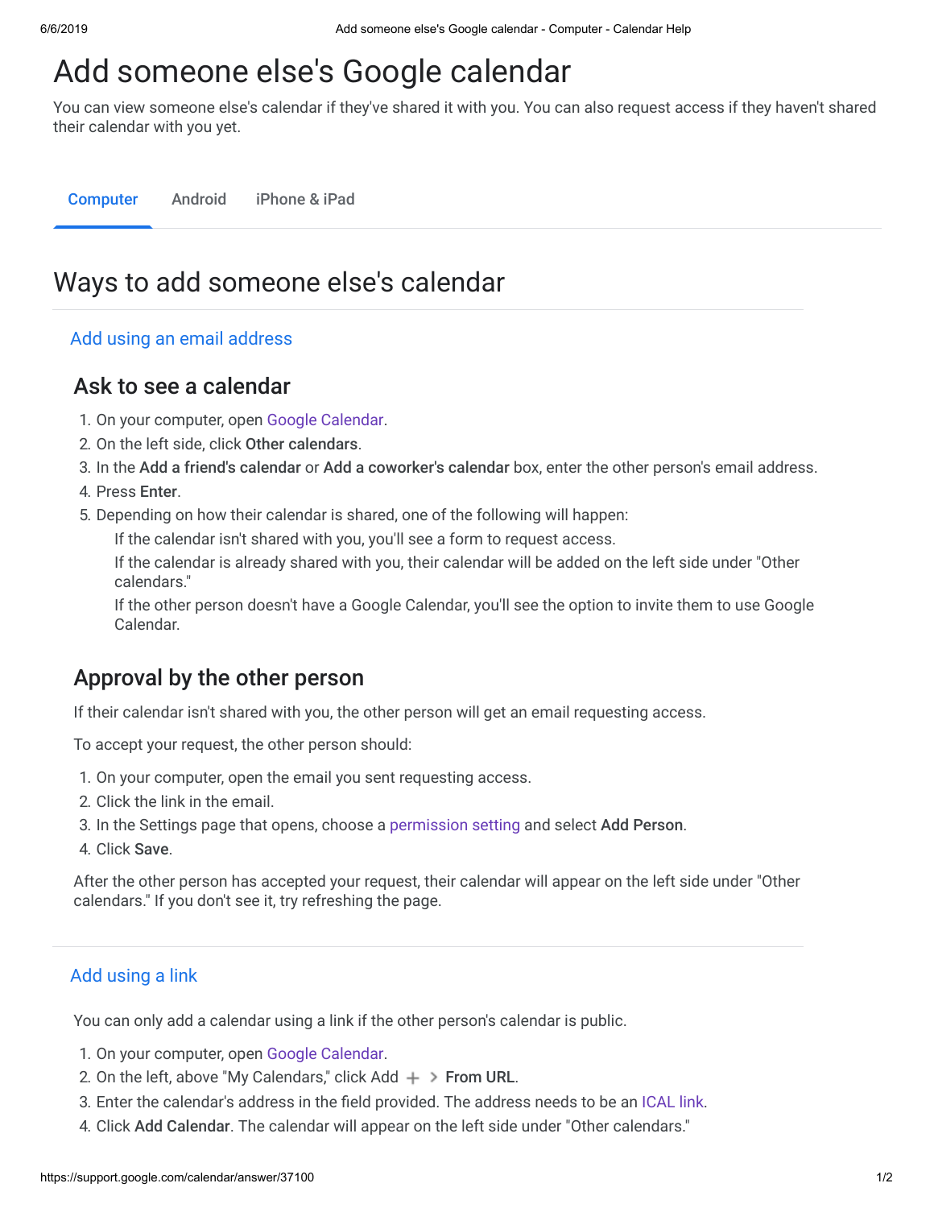# Add someone else's Google calendar

You can view someone else's calendar if they've shared it with you. You can also request access if they haven't shared their calendar with you yet.

Computer | Android | iPhone & iPad

## Ways to add someone else's calendar

### Add using an email address

#### Ask to see a calendar

1. On your computer, open Google Calendar.
2. On the left side, click **Other calendars**.
3. In the **Add a friend's calendar** or **Add a coworker's calendar** box, enter the other person's email address.
4. Press **Enter**.
5. Depending on how their calendar is shared, one of the following will happen:
   - If the calendar isn't shared with you, you'll see a form to request access.
   - If the calendar is already shared with you, their calendar will be added on the left side under "Other calendars."
   - If the other person doesn't have a Google Calendar, you'll see the option to invite them to use Google Calendar.

#### Approval by the other person

If their calendar isn't shared with you, the other person will get an email requesting access.

To accept your request, the other person should:

1. On your computer, open the email you sent requesting access.
2. Click the link in the email.
3. In the Settings page that opens, choose a permission setting and select **Add Person**.
4. Click **Save**.

After the other person has accepted your request, their calendar will appear on the left side under "Other calendars." If you don't see it, try refreshing the page.

### Add using a link

You can only add a calendar using a link if the other person's calendar is public.

1. On your computer, open Google Calendar.
2. On the left, above "My Calendars," click Add + > **From URL**.
3. Enter the calendar's address in the field provided. The address needs to be an ICAL link.
4. Click **Add Calendar**. The calendar will appear on the left side under "Other calendars."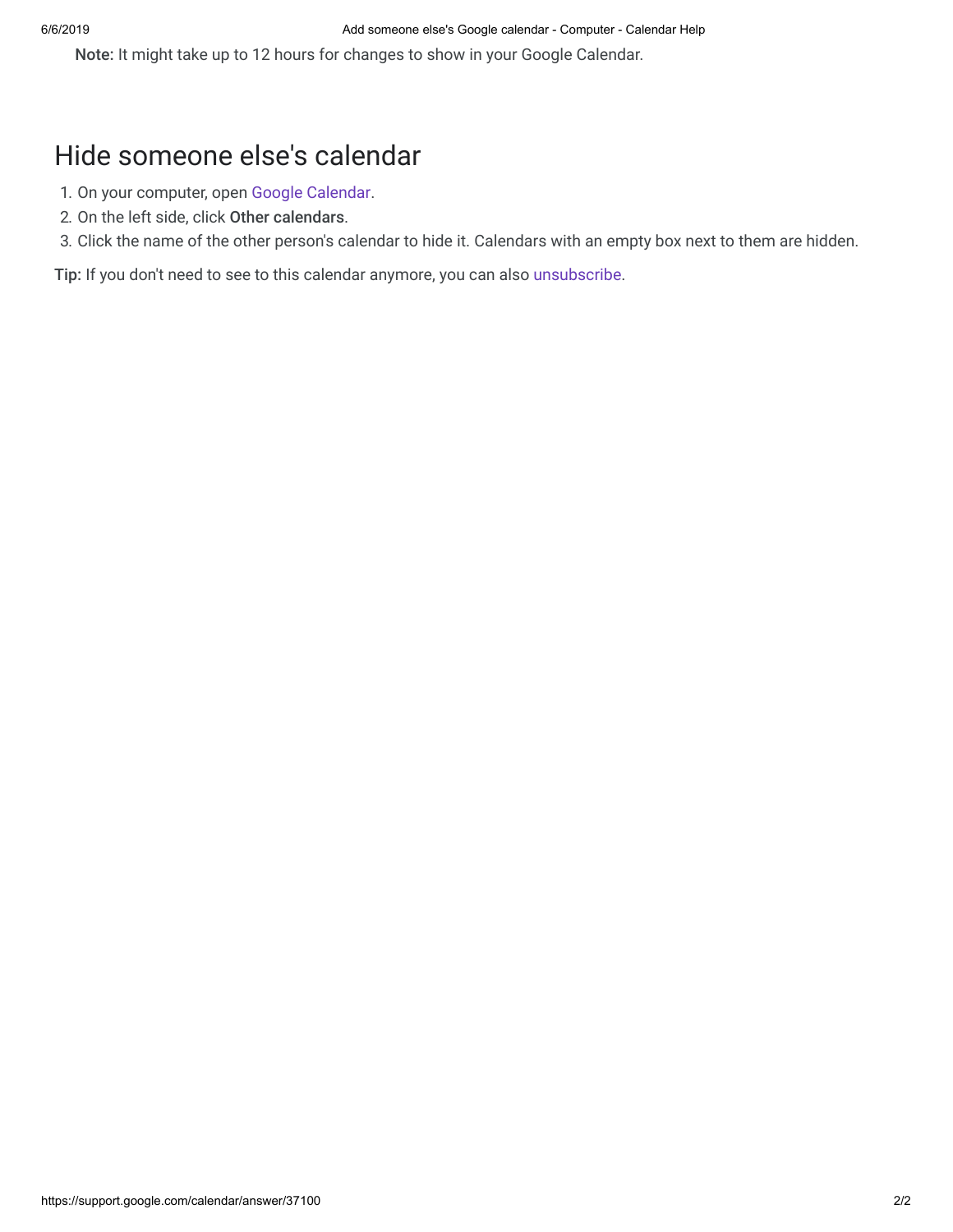**Note:** It might take up to 12 hours for changes to show in your Google Calendar.

# Hide someone else's calendar

1. On your computer, open Google Calendar.
2. On the left side, click **Other calendars**.
3. Click the name of the other person's calendar to hide it. Calendars with an empty box next to them are hidden.

**Tip:** If you don't need to see to this calendar anymore, you can also unsubscribe.